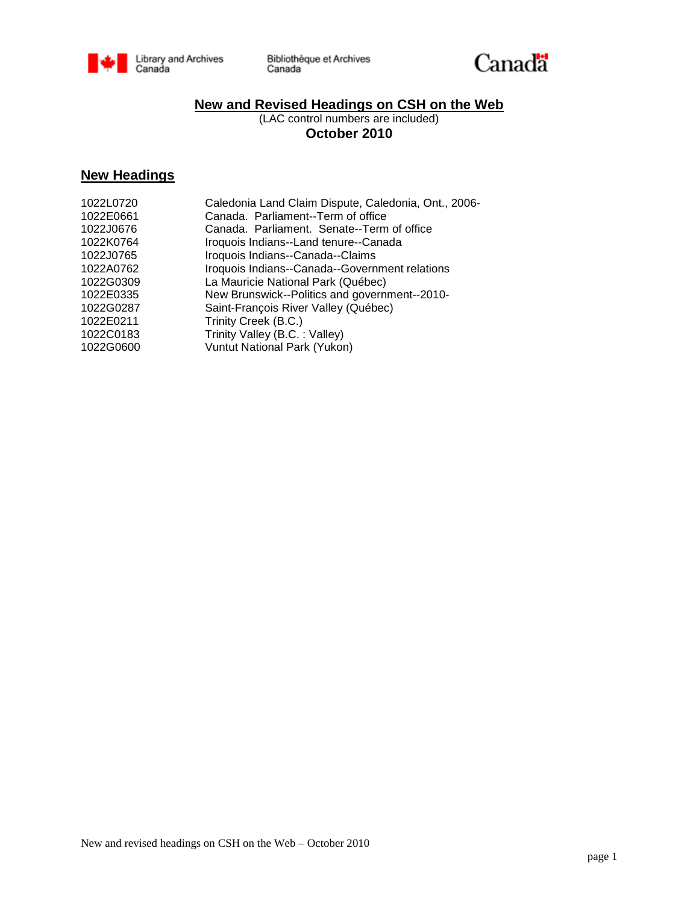Library and Archives Canada | Bibliothèque et Archives Canada | Canada

# New and Revised Headings on CSH on the Web

(LAC control numbers are included)

**October 2010**

## New Headings

| | |
|---|---|
| 1022L0720 | Caledonia Land Claim Dispute, Caledonia, Ont., 2006- |
| 1022E0661 | Canada. Parliament--Term of office |
| 1022J0676 | Canada. Parliament. Senate--Term of office |
| 1022K0764 | Iroquois Indians--Land tenure--Canada |
| 1022J0765 | Iroquois Indians--Canada--Claims |
| 1022A0762 | Iroquois Indians--Canada--Government relations |
| 1022G0309 | La Mauricie National Park (Québec) |
| 1022E0335 | New Brunswick--Politics and government--2010- |
| 1022G0287 | Saint-François River Valley (Québec) |
| 1022E0211 | Trinity Creek (B.C.) |
| 1022C0183 | Trinity Valley (B.C. : Valley) |
| 1022G0600 | Vuntut National Park (Yukon) |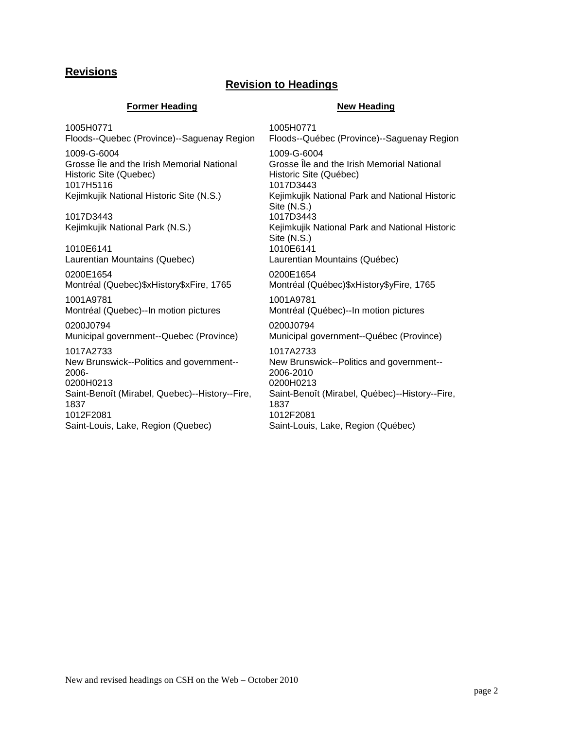## Revisions

### Revision to Headings

| Former Heading | New Heading |
| --- | --- |
| 1005H0771<br>Floods--Quebec (Province)--Saguenay Region | 1005H0771<br>Floods--Québec (Province)--Saguenay Region |
| 1009-G-6004<br>Grosse Île and the Irish Memorial National Historic Site (Quebec) | 1009-G-6004<br>Grosse Île and the Irish Memorial National Historic Site (Québec) |
| 1017H5116<br>Kejimkujik National Historic Site (N.S.) | 1017D3443<br>Kejimkujik National Park and National Historic Site (N.S.) |
| 1017D3443<br>Kejimkujik National Park (N.S.) | 1017D3443<br>Kejimkujik National Park and National Historic Site (N.S.) |
| 1010E6141<br>Laurentian Mountains (Quebec) | 1010E6141<br>Laurentian Mountains (Québec) |
| 0200E1654<br>Montréal (Quebec)$xHistory$xFire, 1765 | 0200E1654<br>Montréal (Québec)$xHistory$yFire, 1765 |
| 1001A9781<br>Montréal (Quebec)--In motion pictures | 1001A9781<br>Montréal (Québec)--In motion pictures |
| 0200J0794<br>Municipal government--Quebec (Province) | 0200J0794<br>Municipal government--Québec (Province) |
| 1017A2733<br>New Brunswick--Politics and government--2006- | 1017A2733<br>New Brunswick--Politics and government--2006-2010 |
| 0200H0213<br>Saint-Benoît (Mirabel, Quebec)--History--Fire, 1837 | 0200H0213<br>Saint-Benoît (Mirabel, Québec)--History--Fire, 1837 |
| 1012F2081<br>Saint-Louis, Lake, Region (Quebec) | 1012F2081<br>Saint-Louis, Lake, Region (Québec) |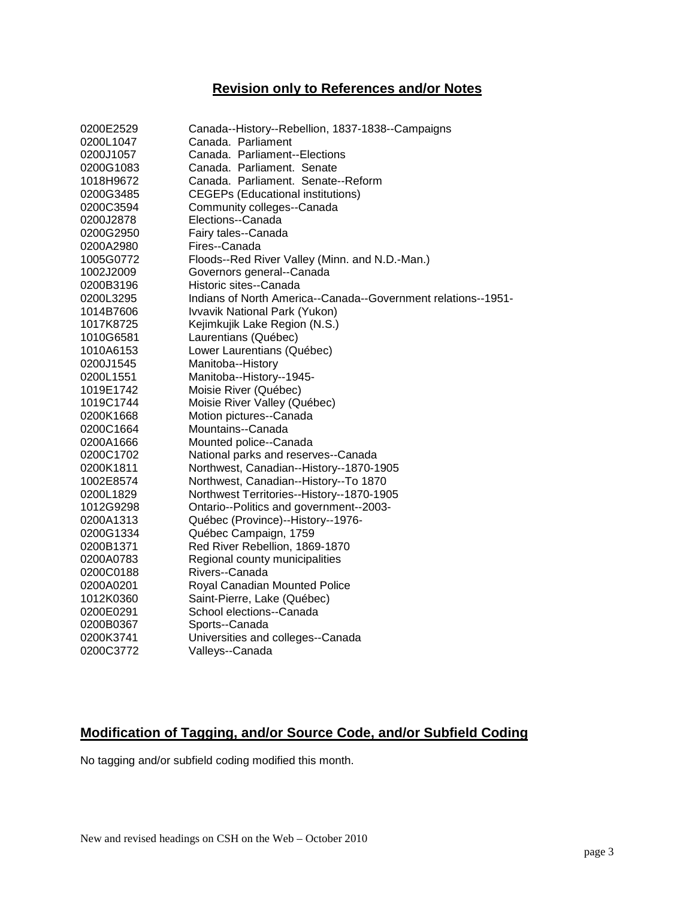## Revision only to References and/or Notes

| | |
|---|---|
| 0200E2529 | Canada--History--Rebellion, 1837-1838--Campaigns |
| 0200L1047 | Canada. Parliament |
| 0200J1057 | Canada. Parliament--Elections |
| 0200G1083 | Canada. Parliament. Senate |
| 1018H9672 | Canada. Parliament. Senate--Reform |
| 0200G3485 | CEGEPs (Educational institutions) |
| 0200C3594 | Community colleges--Canada |
| 0200J2878 | Elections--Canada |
| 0200G2950 | Fairy tales--Canada |
| 0200A2980 | Fires--Canada |
| 1005G0772 | Floods--Red River Valley (Minn. and N.D.-Man.) |
| 1002J2009 | Governors general--Canada |
| 0200B3196 | Historic sites--Canada |
| 0200L3295 | Indians of North America--Canada--Government relations--1951- |
| 1014B7606 | Ivvavik National Park (Yukon) |
| 1017K8725 | Kejimkujik Lake Region (N.S.) |
| 1010G6581 | Laurentians (Québec) |
| 1010A6153 | Lower Laurentians (Québec) |
| 0200J1545 | Manitoba--History |
| 0200L1551 | Manitoba--History--1945- |
| 1019E1742 | Moisie River (Québec) |
| 1019C1744 | Moisie River Valley (Québec) |
| 0200K1668 | Motion pictures--Canada |
| 0200C1664 | Mountains--Canada |
| 0200A1666 | Mounted police--Canada |
| 0200C1702 | National parks and reserves--Canada |
| 0200K1811 | Northwest, Canadian--History--1870-1905 |
| 1002E8574 | Northwest, Canadian--History--To 1870 |
| 0200L1829 | Northwest Territories--History--1870-1905 |
| 1012G9298 | Ontario--Politics and government--2003- |
| 0200A1313 | Québec (Province)--History--1976- |
| 0200G1334 | Québec Campaign, 1759 |
| 0200B1371 | Red River Rebellion, 1869-1870 |
| 0200A0783 | Regional county municipalities |
| 0200C0188 | Rivers--Canada |
| 0200A0201 | Royal Canadian Mounted Police |
| 1012K0360 | Saint-Pierre, Lake (Québec) |
| 0200E0291 | School elections--Canada |
| 0200B0367 | Sports--Canada |
| 0200K3741 | Universities and colleges--Canada |
| 0200C3772 | Valleys--Canada |

## Modification of Tagging, and/or Source Code, and/or Subfield Coding

No tagging and/or subfield coding modified this month.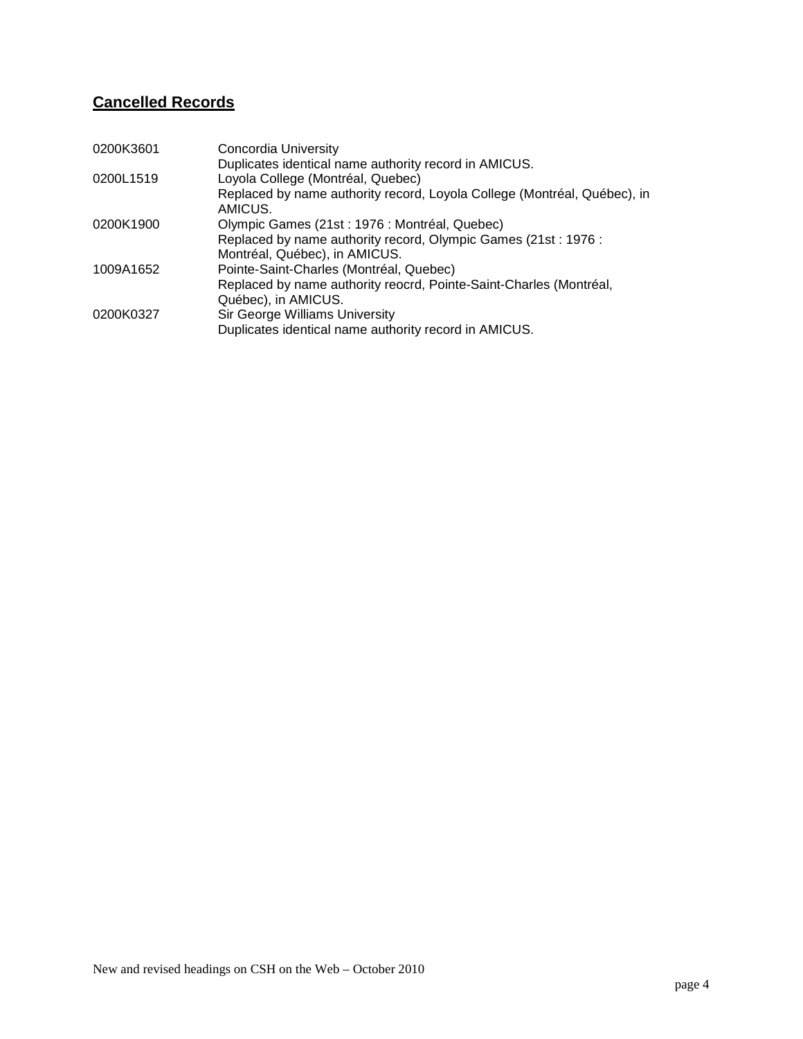## Cancelled Records

| | |
|---|---|
| 0200K3601 | Concordia University<br>Duplicates identical name authority record in AMICUS. |
| 0200L1519 | Loyola College (Montréal, Quebec)<br>Replaced by name authority record, Loyola College (Montréal, Québec), in AMICUS. |
| 0200K1900 | Olympic Games (21st : 1976 : Montréal, Quebec)<br>Replaced by name authority record, Olympic Games (21st : 1976 : Montréal, Québec), in AMICUS. |
| 1009A1652 | Pointe-Saint-Charles (Montréal, Quebec)<br>Replaced by name authority reocrd, Pointe-Saint-Charles (Montréal, Québec), in AMICUS. |
| 0200K0327 | Sir George Williams University<br>Duplicates identical name authority record in AMICUS. |